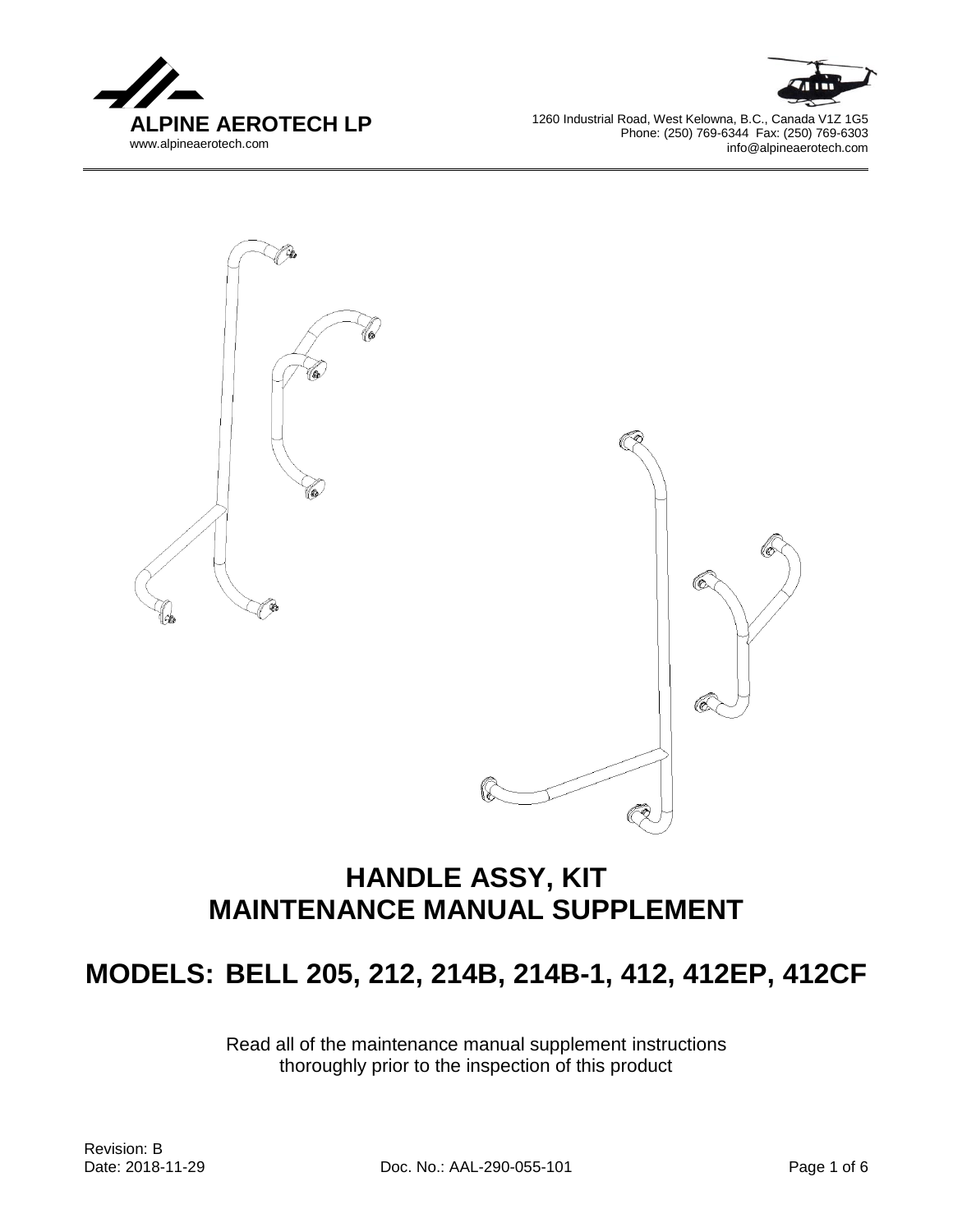**ALPINE AEROTECH LP**
www.alpineaerotech.com

1260 Industrial Road, West Kelowna, B.C., Canada V1Z 1G5
Phone: (250) 769-6344 Fax: (250) 769-6303
info@alpineaerotech.com

# HANDLE ASSY, KIT
# MAINTENANCE MANUAL SUPPLEMENT

## MODELS: BELL 205, 212, 214B, 214B-1, 412, 412EP, 412CF

Read all of the maintenance manual supplement instructions thoroughly prior to the inspection of this product

Revision: B
Date: 2018-11-29

Doc. No.: AAL-290-055-101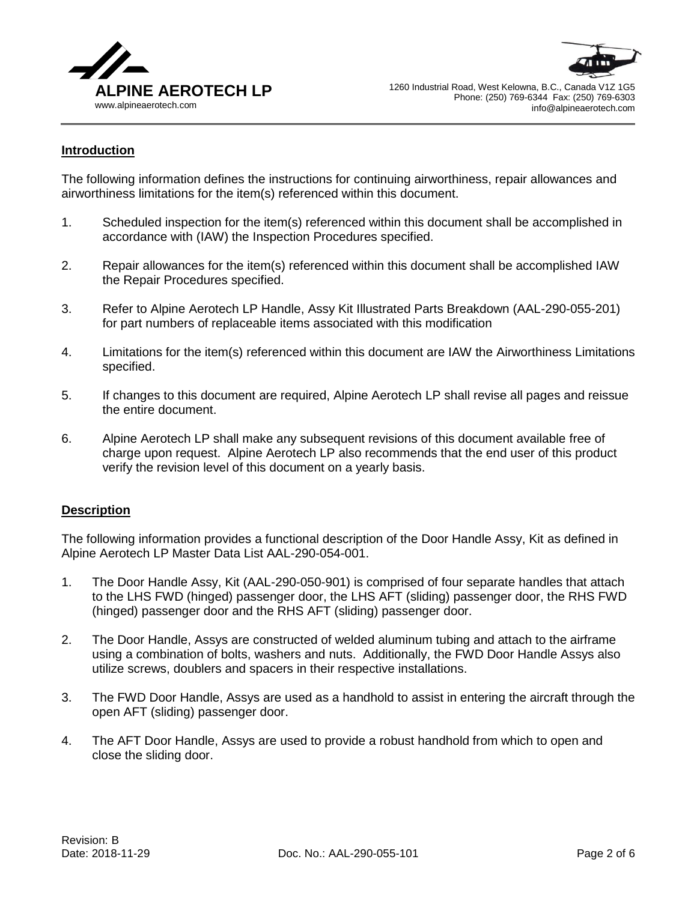## Introduction

The following information defines the instructions for continuing airworthiness, repair allowances and airworthiness limitations for the item(s) referenced within this document.

1. Scheduled inspection for the item(s) referenced within this document shall be accomplished in accordance with (IAW) the Inspection Procedures specified.

2. Repair allowances for the item(s) referenced within this document shall be accomplished IAW the Repair Procedures specified.

3. Refer to Alpine Aerotech LP Handle, Assy Kit Illustrated Parts Breakdown (AAL-290-055-201) for part numbers of replaceable items associated with this modification

4. Limitations for the item(s) referenced within this document are IAW the Airworthiness Limitations specified.

5. If changes to this document are required, Alpine Aerotech LP shall revise all pages and reissue the entire document.

6. Alpine Aerotech LP shall make any subsequent revisions of this document available free of charge upon request. Alpine Aerotech LP also recommends that the end user of this product verify the revision level of this document on a yearly basis.

## Description

The following information provides a functional description of the Door Handle Assy, Kit as defined in Alpine Aerotech LP Master Data List AAL-290-054-001.

1. The Door Handle Assy, Kit (AAL-290-050-901) is comprised of four separate handles that attach to the LHS FWD (hinged) passenger door, the LHS AFT (sliding) passenger door, the RHS FWD (hinged) passenger door and the RHS AFT (sliding) passenger door.

2. The Door Handle, Assys are constructed of welded aluminum tubing and attach to the airframe using a combination of bolts, washers and nuts. Additionally, the FWD Door Handle Assys also utilize screws, doublers and spacers in their respective installations.

3. The FWD Door Handle, Assys are used as a handhold to assist in entering the aircraft through the open AFT (sliding) passenger door.

4. The AFT Door Handle, Assys are used to provide a robust handhold from which to open and close the sliding door.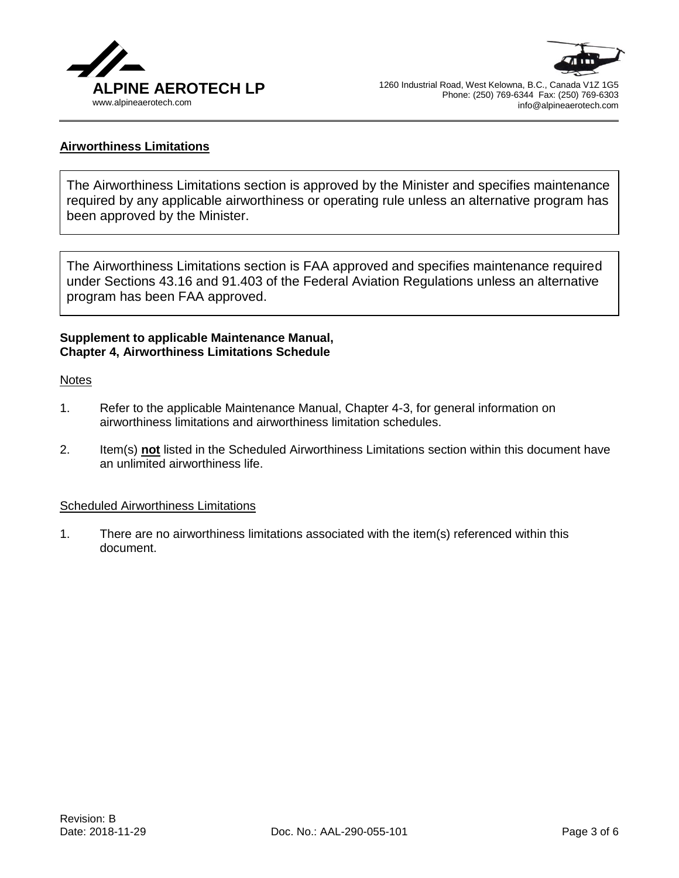## Airworthiness Limitations

The Airworthiness Limitations section is approved by the Minister and specifies maintenance required by any applicable airworthiness or operating rule unless an alternative program has been approved by the Minister.

The Airworthiness Limitations section is FAA approved and specifies maintenance required under Sections 43.16 and 91.403 of the Federal Aviation Regulations unless an alternative program has been FAA approved.

**Supplement to applicable Maintenance Manual,**
**Chapter 4, Airworthiness Limitations Schedule**

### Notes

1. Refer to the applicable Maintenance Manual, Chapter 4-3, for general information on airworthiness limitations and airworthiness limitation schedules.

2. Item(s) **not** listed in the Scheduled Airworthiness Limitations section within this document have an unlimited airworthiness life.

### Scheduled Airworthiness Limitations

1. There are no airworthiness limitations associated with the item(s) referenced within this document.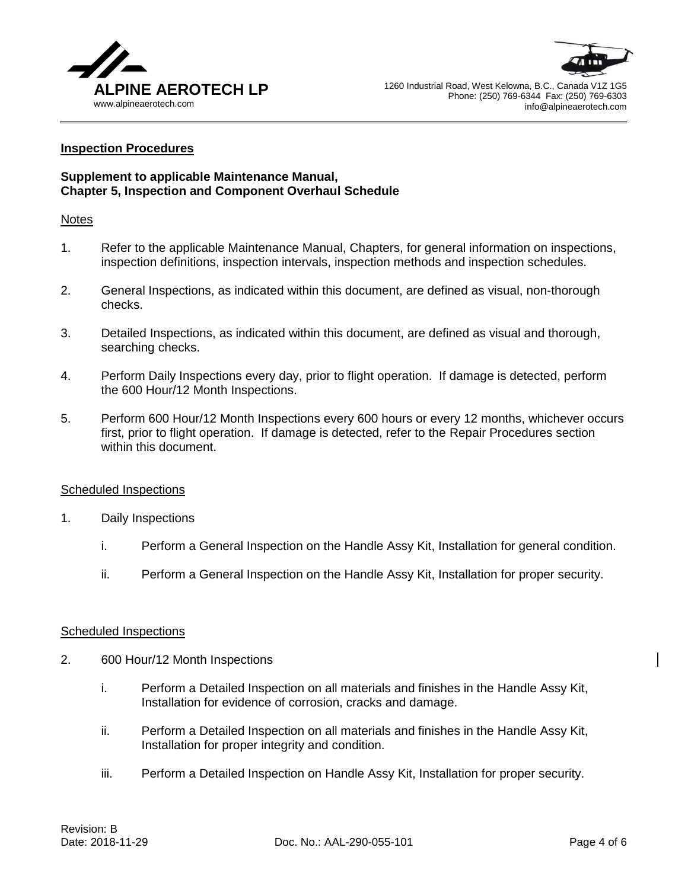## Inspection Procedures

**Supplement to applicable Maintenance Manual,**
**Chapter 5, Inspection and Component Overhaul Schedule**

### Notes

1. Refer to the applicable Maintenance Manual, Chapters, for general information on inspections, inspection definitions, inspection intervals, inspection methods and inspection schedules.
2. General Inspections, as indicated within this document, are defined as visual, non-thorough checks.
3. Detailed Inspections, as indicated within this document, are defined as visual and thorough, searching checks.
4. Perform Daily Inspections every day, prior to flight operation. If damage is detected, perform the 600 Hour/12 Month Inspections.
5. Perform 600 Hour/12 Month Inspections every 600 hours or every 12 months, whichever occurs first, prior to flight operation. If damage is detected, refer to the Repair Procedures section within this document.

### Scheduled Inspections

1. Daily Inspections

   i. Perform a General Inspection on the Handle Assy Kit, Installation for general condition.

   ii. Perform a General Inspection on the Handle Assy Kit, Installation for proper security.

### Scheduled Inspections

2. 600 Hour/12 Month Inspections

   i. Perform a Detailed Inspection on all materials and finishes in the Handle Assy Kit, Installation for evidence of corrosion, cracks and damage.

   ii. Perform a Detailed Inspection on all materials and finishes in the Handle Assy Kit, Installation for proper integrity and condition.

   iii. Perform a Detailed Inspection on Handle Assy Kit, Installation for proper security.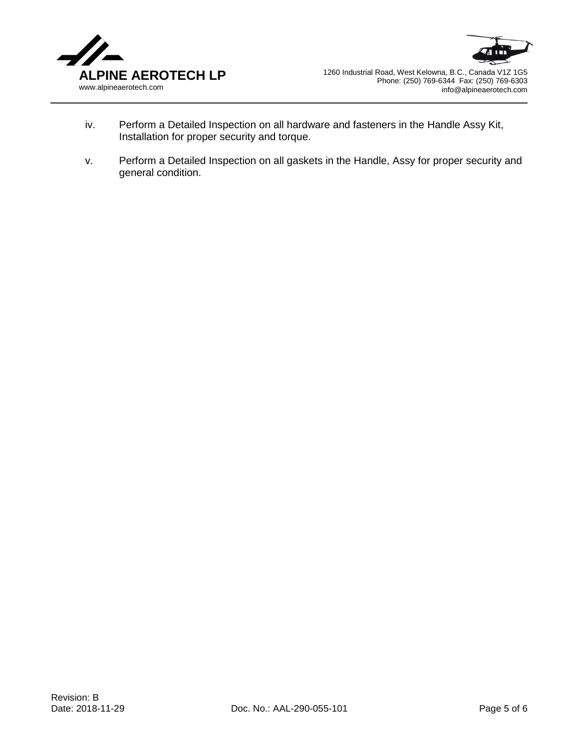iv. Perform a Detailed Inspection on all hardware and fasteners in the Handle Assy Kit, Installation for proper security and torque.

v. Perform a Detailed Inspection on all gaskets in the Handle, Assy for proper security and general condition.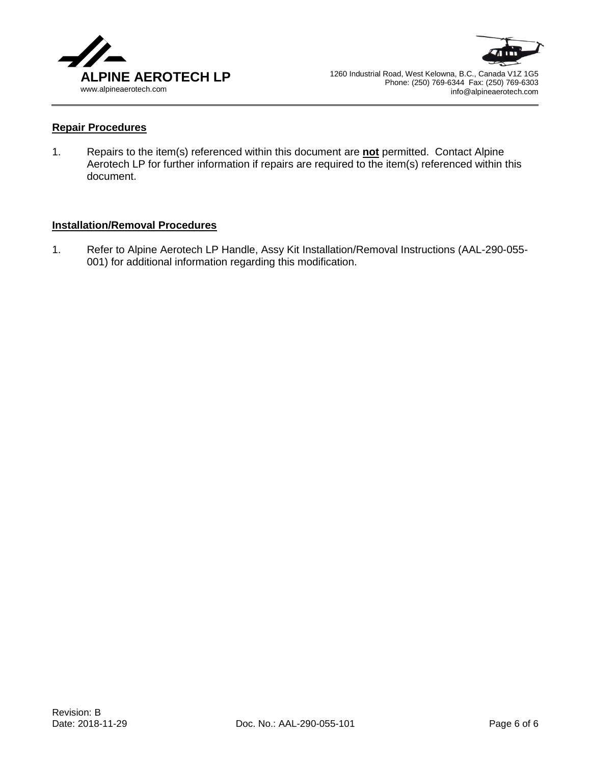## Repair Procedures

1. Repairs to the item(s) referenced within this document are **not** permitted. Contact Alpine Aerotech LP for further information if repairs are required to the item(s) referenced within this document.

## Installation/Removal Procedures

1. Refer to Alpine Aerotech LP Handle, Assy Kit Installation/Removal Instructions (AAL-290-055-001) for additional information regarding this modification.